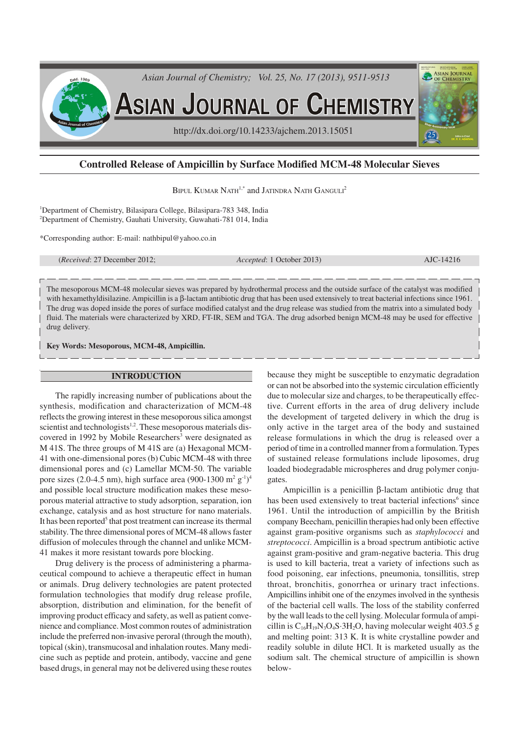# Controlled Release of Ampicillin by Surface Modified MCM-48 Molecular Sieves

BIPUL KUMAR NATH[1,*] and JATINDRA NATH GANGULI[2]

[1]Department of Chemistry, Bilasipara College, Bilasipara-783 348, India
[2]Department of Chemistry, Gauhati University, Guwahati-781 014, India

*Corresponding author: E-mail: nathbipul@yahoo.co.in

(*Received*: 27 December 2012; *Accepted*: 1 October 2013) AJC-14216

The mesoporous MCM-48 molecular sieves was prepared by hydrothermal process and the outside surface of the catalyst was modified with hexamethyldisilazine. Ampicillin is a β-lactam antibiotic drug that has been used extensively to treat bacterial infections since 1961. The drug was doped inside the pores of surface modified catalyst and the drug release was studied from the matrix into a simulated body fluid. The materials were characterized by XRD, FT-IR, SEM and TGA. The drug adsorbed benign MCM-48 may be used for effective drug delivery.

**Key Words: Mesoporous, MCM-48, Ampicillin.**

## INTRODUCTION

The rapidly increasing number of publications about the synthesis, modification and characterization of MCM-48 reflects the growing interest in these mesoporous silica amongst scientist and technologists[1,2]. These mesoporous materials discovered in 1992 by Mobile Researchers[3] were designated as M 41S. The three groups of M 41S are (a) Hexagonal MCM-41 with one-dimensional pores (b) Cubic MCM-48 with three dimensional pores and (c) Lamellar MCM-50. The variable pore sizes (2.0-4.5 nm), high surface area (900-1300 $m^2 g^{-1}$)[4] and possible local structure modification makes these mesoporous material attractive to study adsorption, separation, ion exchange, catalysis and as host structure for nano materials. It has been reported[5] that post treatment can increase its thermal stability. The three dimensional pores of MCM-48 allows faster diffusion of molecules through the channel and unlike MCM-41 makes it more resistant towards pore blocking.

Drug delivery is the process of administering a pharmaceutical compound to achieve a therapeutic effect in human or animals. Drug delivery technologies are patent protected formulation technologies that modify drug release profile, absorption, distribution and elimination, for the benefit of improving product efficacy and safety, as well as patient convenience and compliance. Most common routes of administration include the preferred non-invasive peroral (through the mouth), topical (skin), transmucosal and inhalation routes. Many medicine such as peptide and protein, antibody, vaccine and gene based drugs, in general may not be delivered using these routes because they might be susceptible to enzymatic degradation or can not be absorbed into the systemic circulation efficiently due to molecular size and charges, to be therapeutically effective. Current efforts in the area of drug delivery include the development of targeted delivery in which the drug is only active in the target area of the body and sustained release formulations in which the drug is released over a period of time in a controlled manner from a formulation. Types of sustained release formulations include liposomes, drug loaded biodegradable microspheres and drug polymer conjugates.

Ampicillin is a penicillin β-lactam antibiotic drug that has been used extensively to treat bacterial infections[6] since 1961. Until the introduction of ampicillin by the British company Beecham, penicillin therapies had only been effective against gram-positive organisms such as *staphylococci* and *streptococci*. Ampicillin is a broad spectrum antibiotic active against gram-positive and gram-negative bacteria. This drug is used to kill bacteria, treat a variety of infections such as food poisoning, ear infections, pneumonia, tonsillitis, strep throat, bronchitis, gonorrhea or urinary tract infections. Ampicillins inhibit one of the enzymes involved in the synthesis of the bacterial cell walls. The loss of the stability conferred by the wall leads to the cell lysing. Molecular formula of ampicillin is $C_{16}H_{19}N_3O_4S{\cdot}3H_2O$, having molecular weight 403.5 g and melting point: 313 K. It is white crystalline powder and readily soluble in dilute HCl. It is marketed usually as the sodium salt. The chemical structure of ampicillin is shown below-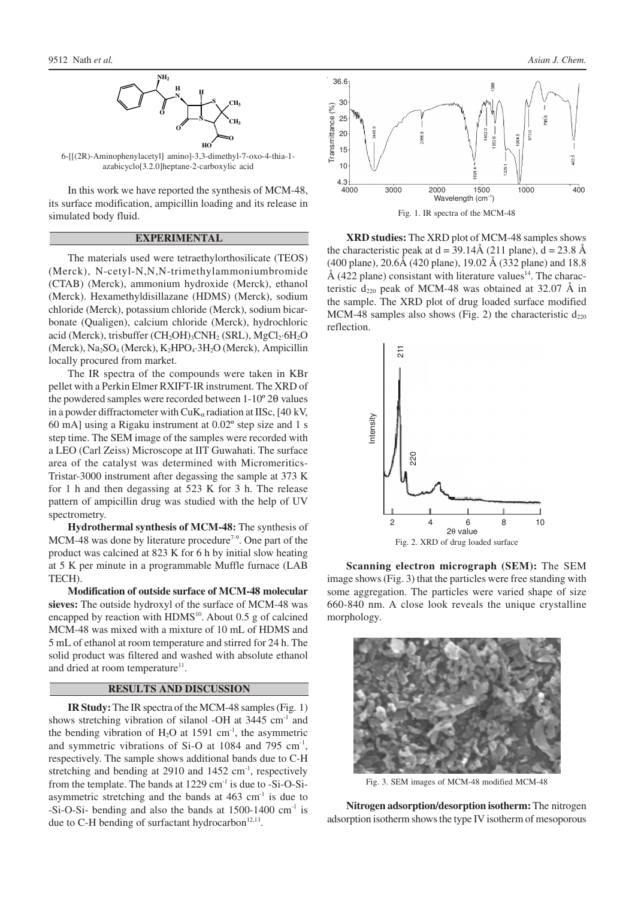6-[[(2R)-Aminophenylacetyl] amino]-3,3-dimethyl-7-oxo-4-thia-1-azabicyclo[3.2.0]heptane-2-carboxylic acid

In this work we have reported the synthesis of MCM-48, its surface modification, ampicillin loading and its release in simulated body fluid.

## EXPERIMENTAL

The materials used were tetraethylorthosilicate (TEOS) (Merck), N-cetyl-N,N,N-trimethylammoniumbromide (CTAB) (Merck), ammonium hydroxide (Merck), ethanol (Merck). Hexamethyldisillazane (HDMS) (Merck), sodium chloride (Merck), potassium chloride (Merck), sodium bicarbonate (Qualigen), calcium chloride (Merck), hydrochloric acid (Merck), trisbuffer $(CH_2OH)_3CNH_2$ (SRL), $MgCl_2 \cdot 6H_2O$ (Merck), $Na_2SO_4$ (Merck), $K_2HPO_4 \cdot 3H_2O$ (Merck), Ampicillin locally procured from market.

The IR spectra of the compounds were taken in KBr pellet with a Perkin Elmer RXIFT-IR instrument. The XRD of the powdered samples were recorded between 1-10º 2θ values in a powder diffractometer with $CuK_\alpha$ radiation at IISc, [40 kV, 60 mA] using a Rigaku instrument at 0.02º step size and 1 s step time. The SEM image of the samples were recorded with a LEO (Carl Zeiss) Microscope at IIT Guwahati. The surface area of the catalyst was determined with Micromeritics-Tristar-3000 instrument after degassing the sample at 373 K for 1 h and then degassing at 523 K for 3 h. The release pattern of ampicillin drug was studied with the help of UV spectrometry.

**Hydrothermal synthesis of MCM-48:** The synthesis of MCM-48 was done by literature procedure[7-9]. One part of the product was calcined at 823 K for 6 h by initial slow heating at 5 K per minute in a programmable Muffle furnace (LAB TECH).

**Modification of outside surface of MCM-48 molecular sieves:** The outside hydroxyl of the surface of MCM-48 was encapped by reaction with HDMS[10]. About 0.5 g of calcined MCM-48 was mixed with a mixture of 10 mL of HDMS and 5 mL of ethanol at room temperature and stirred for 24 h. The solid product was filtered and washed with absolute ethanol and dried at room temperature[11].

## RESULTS AND DISCUSSION

**IR Study:** The IR spectra of the MCM-48 samples (Fig. 1) shows stretching vibration of silanol -OH at 3445 $cm^{-1}$ and the bending vibration of $H_2O$ at 1591 $cm^{-1}$, the asymmetric and symmetric vibrations of Si-O at 1084 and 795 $cm^{-1}$, respectively. The sample shows additional bands due to C-H stretching and bending at 2910 and 1452 $cm^{-1}$, respectively from the template. The bands at 1229 $cm^{-1}$ is due to -Si-O-Si-asymmetric stretching and the bands at 463 $cm^{-1}$ is due to -Si-O-Si- bending and also the bands at 1500-1400 $cm^{-1}$ is due to C-H bending of surfactant hydrocarbon[12,13].

Fig. 1. IR spectra of the MCM-48

**XRD studies:** The XRD plot of MCM-48 samples shows the characteristic peak at d = 39.14Å (211 plane), d = 23.8 Å (400 plane), 20.6Å (420 plane), 19.02 Å (332 plane) and 18.8 Å (422 plane) consistant with literature values[14]. The characteristic $d_{220}$ peak of MCM-48 was obtained at 32.07 Å in the sample. The XRD plot of drug loaded surface modified MCM-48 samples also shows (Fig. 2) the characteristic $d_{220}$ reflection.

Fig. 2. XRD of drug loaded surface

**Scanning electron micrograph (SEM):** The SEM image shows (Fig. 3) that the particles were free standing with some aggregation. The particles were varied shape of size 660-840 nm. A close look reveals the unique crystalline morphology.

Fig. 3. SEM images of MCM-48 modified MCM-48

**Nitrogen adsorption/desorption isotherm:** The nitrogen adsorption isotherm shows the type IV isotherm of mesoporous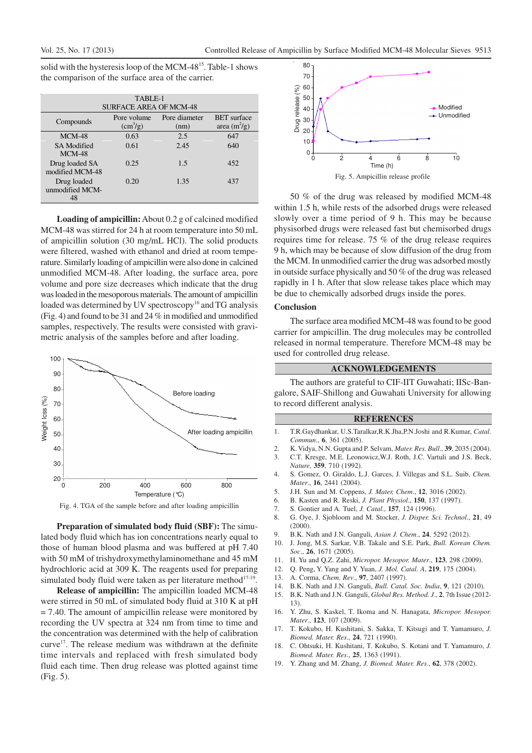solid with the hysteresis loop of the MCM-48[15]. Table-1 shows the comparison of the surface area of the carrier.

TABLE-1
SURFACE AREA OF MCM-48

| Compounds | Pore volume ($cm^3/g$) | Pore diameter (nm) | BET surface area ($m^2/g$) |
|---|---|---|---|
| MCM-48 | 0.63 | 2.5 | 647 |
| SA Modified MCM-48 | 0.61 | 2.45 | 640 |
| Drug loaded SA modified MCM-48 | 0.25 | 1.5 | 452 |
| Drug loaded unmodified MCM-48 | 0.20 | 1.35 | 437 |

**Loading of ampicillin:** About 0.2 g of calcined modified MCM-48 was stirred for 24 h at room temperature into 50 mL of ampicillin solution (30 mg/mL HCl). The solid products were filtered, washed with ethanol and dried at room temperature. Similarly loading of ampicillin were also done in calcined unmodified MCM-48. After loading, the surface area, pore volume and pore size decreases which indicate that the drug was loaded in the mesoporous materials. The amount of ampicillin loaded was determined by UV spectroscopy[16] and TG analysis (Fig. 4) and found to be 31 and 24 % in modified and unmodified samples, respectively. The results were consisted with gravimetric analysis of the samples before and after loading.

Weight loss (%)
100
90
80
70
60
50
40
30
20
0
200
400
600
800
Temperature (°C)
Before loading
After loading ampicillin

Fig. 4. TGA of the sample before and after loading ampicillin

**Preparation of simulated body fluid (SBF):** The simulated body fluid which has ion concentrations nearly equal to those of human blood plasma and was buffered at pH 7.40 with 50 mM of trishydroxymethylaminomethane and 45 mM hydrochloric acid at 309 K. The reagents used for preparing simulated body fluid were taken as per literature method[17-19].

**Release of ampicillin:** The ampicillin loaded MCM-48 were stirred in 50 mL of simulated body fluid at 310 K at pH = 7.40. The amount of ampicillin release were monitored by recording the UV spectra at 324 nm from time to time and the concentration was determined with the help of calibration curve[17]. The release medium was withdrawn at the definite time intervals and replaced with fresh simulated body fluid each time. Then drug release was plotted against time (Fig. 5).

Drug release (%)
80
70
60
50
40
30
20
10
0
0
2
4
6
8
10
Time (h)
Modified
Unmodified

Fig. 5. Ampicillin release profile

50 % of the drug was released by modified MCM-48 within 1.5 h, while rests of the adsorbed drugs were released slowly over a time period of 9 h. This may be because physisorbed drugs were released fast but chemisorbed drugs requires time for release. 75 % of the drug release requires 9 h, which may be because of slow diffusion of the drug from the MCM. In unmodified carrier the drug was adsorbed mostly in outside surface physically and 50 % of the drug was released rapidly in 1 h. After that slow release takes place which may be due to chemically adsorbed drugs inside the pores.

## Conclusion

The surface area modified MCM-48 was found to be good carrier for ampicillin. The drug molecules may be controlled released in normal temperature. Therefore MCM-48 may be used for controlled drug release.

## ACKNOWLEDGEMENTS

The authors are grateful to CIF-IIT Guwahati; IISc-Bangalore, SAIF-Shillong and Guwahati University for allowing to record different analysis.

## REFERENCES

1. T.R.Gaydhankar, U.S.Taralkar,R.K.Jha,P.N.Joshi and R.Kumar, *Catal. Commun.*, **6**, 361 (2005).
2. K. Vidya, N.N. Gupta and P. Selvam, *Mater. Res. Bull.*, **39**, 2035 (2004).
3. C.T. Kresge, M.E. Leonowicz,W.J. Roth, J.C. Vartuli and J.S. Beck, *Nature*, **359**, 710 (1992).
4. S. Gomez, O. Giraldo, L.J. Garces, J. Villegas and S.L. Suib, *Chem. Mater.*, **16**, 2441 (2004).
5. J.H. Sun and M. Coppens, *J. Mater. Chem.*, **12**, 3016 (2002).
6. B. Kasten and R. Reski, *J. Plant Physiol.*, **150**, 137 (1997).
7. S. Gontier and A. Tuel, *J. Catal.*, **157**, 124 (1996).
8. G. Oye, J. Sjobloom and M. Stocker, *J. Disper. Sci. Technol.*, **21**, 49 (2000).
9. B.K. Nath and J.N. Ganguli, *Asian J. Chem.*, **24**, 5292 (2012).
10. J. Jong, M.S. Sarkar, V.B. Takale and S.E. Park, *Bull. Korean Chem. Soc.*, **26**, 1671 (2005).
11. H. Yu and Q.Z. Zahi, *Micropor. Mesopor. Mater.*, **123**, 298 (2009).
12. Q. Peng, Y. Yang and Y. Yuan, *J. Mol. Catal. A*, **219**, 175 (2004).
13. A. Corma, *Chem. Rev.*, **97**, 2407 (1997).
14. B.K. Nath and J.N. Ganguli, *Bull. Catal. Soc. India*, **9**, 121 (2010).
15. B.K. Nath and J.N. Ganguli, *Global Res. Method. J.*, **2**, 7th Issue (2012-13).
16. Y. Zhu, S. Kaskel, T. Ikoma and N. Hanagata, *Micropor. Mesopor. Mater.*, **123**, 107 (2009).
17. T. Kokubo, H. Kushitani, S. Sakka, T. Kitsugi and T. Yamamuro, *J. Biomed. Mater. Res.*, **24**, 721 (1990).
18. C. Ohtsuki, H. Kushitani, T. Kokubo, S. Kotani and T. Yamamuro, *J. Biomed. Mater. Res.*, **25**, 1363 (1991).
19. Y. Zhang and M. Zhang, *J. Biomed. Mater. Res.*, **62**, 378 (2002).